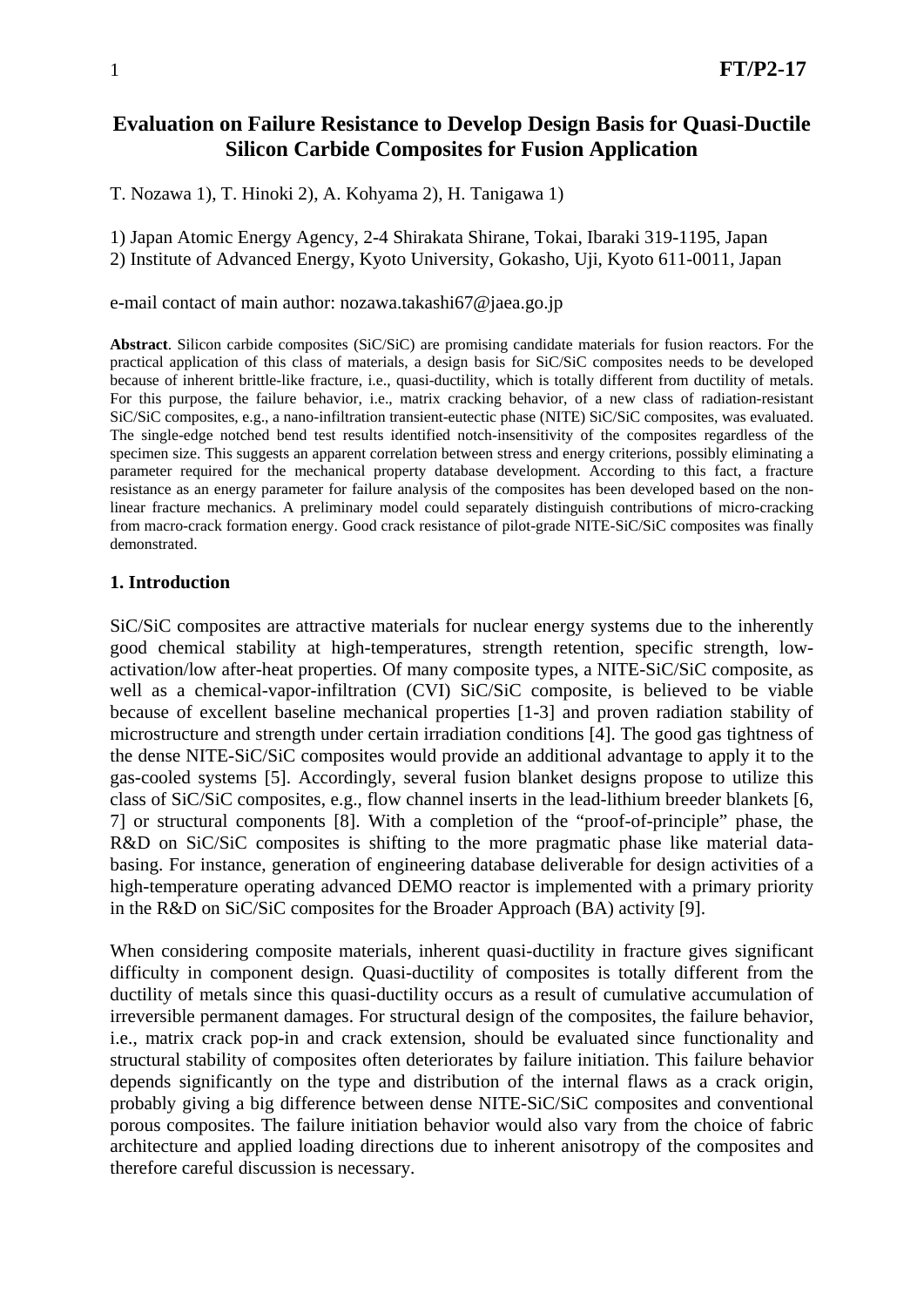# Evaluation on Failure Resistance to Develop Design Basis for Quasi-Ductile Silicon Carbide Composites for Fusion Application

T. Nozawa 1), T. Hinoki 2), A. Kohyama 2), H. Tanigawa 1)

1) Japan Atomic Energy Agency, 2-4 Shirakata Shirane, Tokai, Ibaraki 319-1195, Japan
2) Institute of Advanced Energy, Kyoto University, Gokasho, Uji, Kyoto 611-0011, Japan

e-mail contact of main author: nozawa.takashi67@jaea.go.jp

**Abstract**. Silicon carbide composites (SiC/SiC) are promising candidate materials for fusion reactors. For the practical application of this class of materials, a design basis for SiC/SiC composites needs to be developed because of inherent brittle-like fracture, i.e., quasi-ductility, which is totally different from ductility of metals. For this purpose, the failure behavior, i.e., matrix cracking behavior, of a new class of radiation-resistant SiC/SiC composites, e.g., a nano-infiltration transient-eutectic phase (NITE) SiC/SiC composites, was evaluated. The single-edge notched bend test results identified notch-insensitivity of the composites regardless of the specimen size. This suggests an apparent correlation between stress and energy criterions, possibly eliminating a parameter required for the mechanical property database development. According to this fact, a fracture resistance as an energy parameter for failure analysis of the composites has been developed based on the non-linear fracture mechanics. A preliminary model could separately distinguish contributions of micro-cracking from macro-crack formation energy. Good crack resistance of pilot-grade NITE-SiC/SiC composites was finally demonstrated.

## 1. Introduction

SiC/SiC composites are attractive materials for nuclear energy systems due to the inherently good chemical stability at high-temperatures, strength retention, specific strength, low-activation/low after-heat properties. Of many composite types, a NITE-SiC/SiC composite, as well as a chemical-vapor-infiltration (CVI) SiC/SiC composite, is believed to be viable because of excellent baseline mechanical properties [1-3] and proven radiation stability of microstructure and strength under certain irradiation conditions [4]. The good gas tightness of the dense NITE-SiC/SiC composites would provide an additional advantage to apply it to the gas-cooled systems [5]. Accordingly, several fusion blanket designs propose to utilize this class of SiC/SiC composites, e.g., flow channel inserts in the lead-lithium breeder blankets [6, 7] or structural components [8]. With a completion of the "proof-of-principle" phase, the R&D on SiC/SiC composites is shifting to the more pragmatic phase like material data-basing. For instance, generation of engineering database deliverable for design activities of a high-temperature operating advanced DEMO reactor is implemented with a primary priority in the R&D on SiC/SiC composites for the Broader Approach (BA) activity [9].

When considering composite materials, inherent quasi-ductility in fracture gives significant difficulty in component design. Quasi-ductility of composites is totally different from the ductility of metals since this quasi-ductility occurs as a result of cumulative accumulation of irreversible permanent damages. For structural design of the composites, the failure behavior, i.e., matrix crack pop-in and crack extension, should be evaluated since functionality and structural stability of composites often deteriorates by failure initiation. This failure behavior depends significantly on the type and distribution of the internal flaws as a crack origin, probably giving a big difference between dense NITE-SiC/SiC composites and conventional porous composites. The failure initiation behavior would also vary from the choice of fabric architecture and applied loading directions due to inherent anisotropy of the composites and therefore careful discussion is necessary.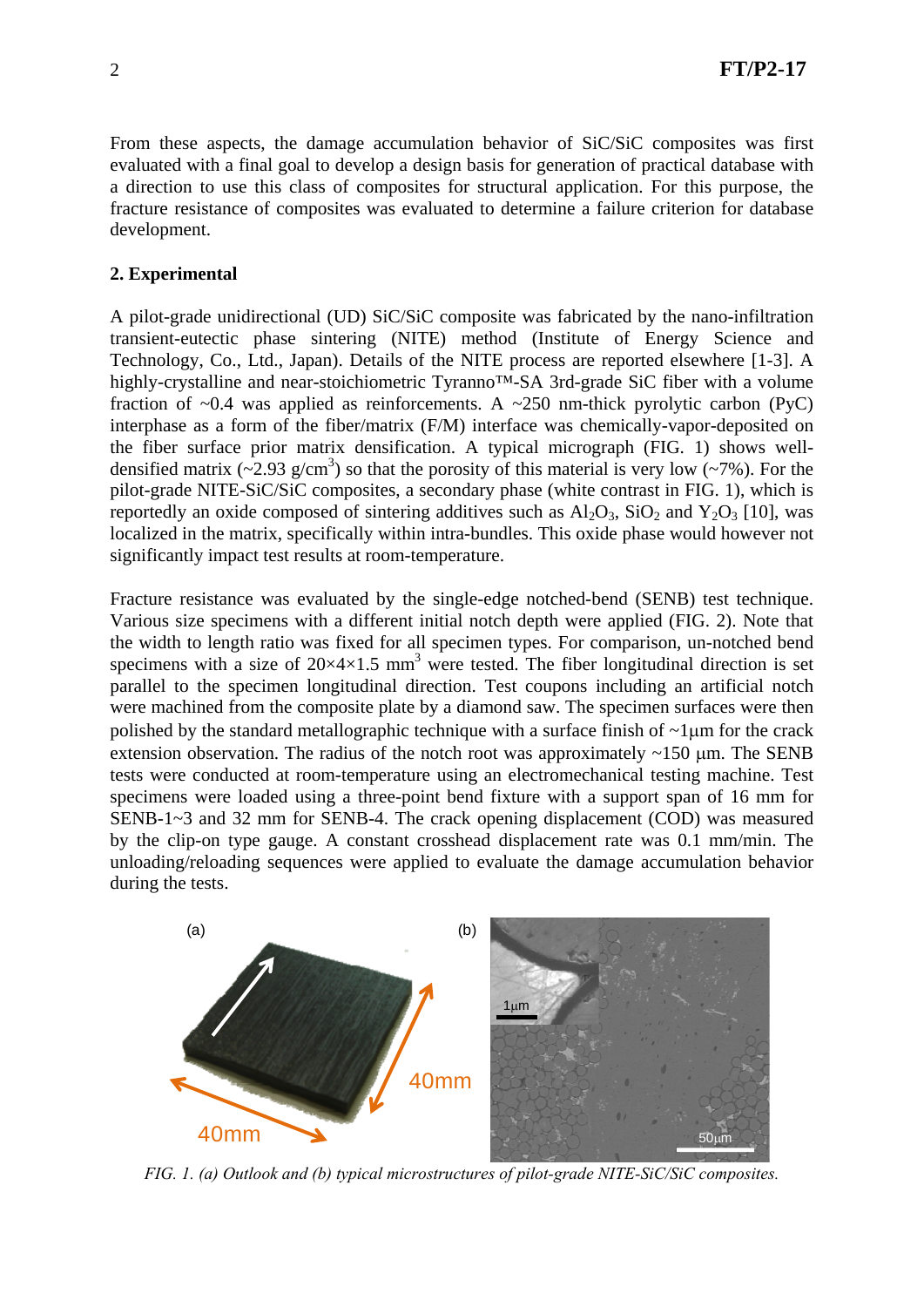From these aspects, the damage accumulation behavior of SiC/SiC composites was first evaluated with a final goal to develop a design basis for generation of practical database with a direction to use this class of composites for structural application. For this purpose, the fracture resistance of composites was evaluated to determine a failure criterion for database development.

## 2. Experimental

A pilot-grade unidirectional (UD) SiC/SiC composite was fabricated by the nano-infiltration transient-eutectic phase sintering (NITE) method (Institute of Energy Science and Technology, Co., Ltd., Japan). Details of the NITE process are reported elsewhere [1-3]. A highly-crystalline and near-stoichiometric Tyranno™-SA 3rd-grade SiC fiber with a volume fraction of ~0.4 was applied as reinforcements. A ~250 nm-thick pyrolytic carbon (PyC) interphase as a form of the fiber/matrix (F/M) interface was chemically-vapor-deposited on the fiber surface prior matrix densification. A typical micrograph (FIG. 1) shows well-densified matrix (~2.93 g/cm$^3$) so that the porosity of this material is very low (~7%). For the pilot-grade NITE-SiC/SiC composites, a secondary phase (white contrast in FIG. 1), which is reportedly an oxide composed of sintering additives such as $Al_2O_3$, $SiO_2$ and $Y_2O_3$ [10], was localized in the matrix, specifically within intra-bundles. This oxide phase would however not significantly impact test results at room-temperature.

Fracture resistance was evaluated by the single-edge notched-bend (SENB) test technique. Various size specimens with a different initial notch depth were applied (FIG. 2). Note that the width to length ratio was fixed for all specimen types. For comparison, un-notched bend specimens with a size of 20×4×1.5 mm$^3$ were tested. The fiber longitudinal direction is set parallel to the specimen longitudinal direction. Test coupons including an artificial notch were machined from the composite plate by a diamond saw. The specimen surfaces were then polished by the standard metallographic technique with a surface finish of ~1μm for the crack extension observation. The radius of the notch root was approximately ~150 μm. The SENB tests were conducted at room-temperature using an electromechanical testing machine. Test specimens were loaded using a three-point bend fixture with a support span of 16 mm for SENB-1~3 and 32 mm for SENB-4. The crack opening displacement (COD) was measured by the clip-on type gauge. A constant crosshead displacement rate was 0.1 mm/min. The unloading/reloading sequences were applied to evaluate the damage accumulation behavior during the tests.

*FIG. 1. (a) Outlook and (b) typical microstructures of pilot-grade NITE-SiC/SiC composites.*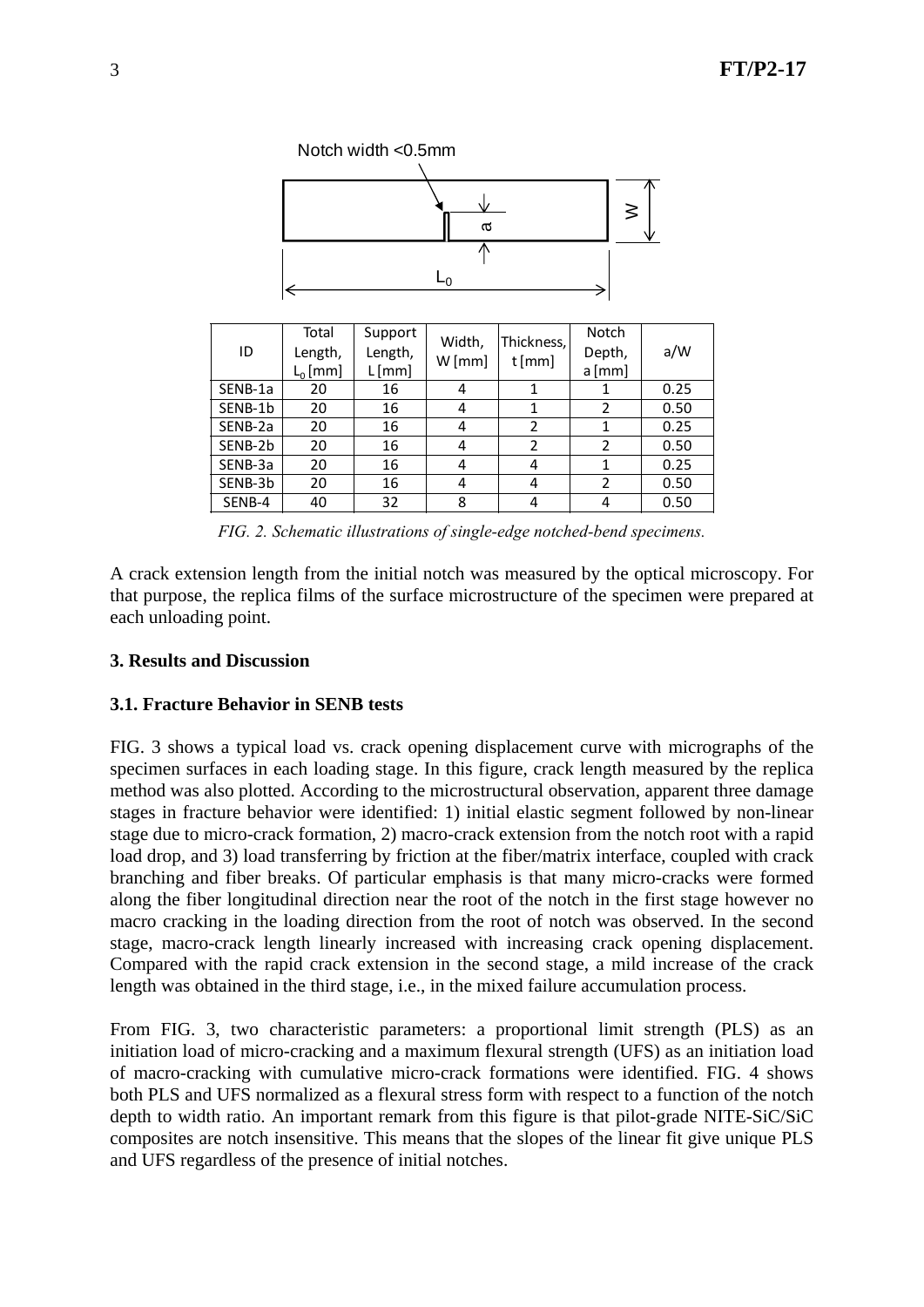Notch width <0.5mm

| ID | Total Length, $L_0$ [mm] | Support Length, L [mm] | Width, W [mm] | Thickness, t [mm] | Notch Depth, a [mm] | a/W |
|---|---|---|---|---|---|---|
| SENB-1a | 20 | 16 | 4 | 1 | 1 | 0.25 |
| SENB-1b | 20 | 16 | 4 | 1 | 2 | 0.50 |
| SENB-2a | 20 | 16 | 4 | 2 | 1 | 0.25 |
| SENB-2b | 20 | 16 | 4 | 2 | 2 | 0.50 |
| SENB-3a | 20 | 16 | 4 | 4 | 1 | 0.25 |
| SENB-3b | 20 | 16 | 4 | 4 | 2 | 0.50 |
| SENB-4 | 40 | 32 | 8 | 4 | 4 | 0.50 |

*FIG. 2. Schematic illustrations of single-edge notched-bend specimens.*

A crack extension length from the initial notch was measured by the optical microscopy. For that purpose, the replica films of the surface microstructure of the specimen were prepared at each unloading point.

## 3. Results and Discussion

### 3.1. Fracture Behavior in SENB tests

FIG. 3 shows a typical load vs. crack opening displacement curve with micrographs of the specimen surfaces in each loading stage. In this figure, crack length measured by the replica method was also plotted. According to the microstructural observation, apparent three damage stages in fracture behavior were identified: 1) initial elastic segment followed by non-linear stage due to micro-crack formation, 2) macro-crack extension from the notch root with a rapid load drop, and 3) load transferring by friction at the fiber/matrix interface, coupled with crack branching and fiber breaks. Of particular emphasis is that many micro-cracks were formed along the fiber longitudinal direction near the root of the notch in the first stage however no macro cracking in the loading direction from the root of notch was observed. In the second stage, macro-crack length linearly increased with increasing crack opening displacement. Compared with the rapid crack extension in the second stage, a mild increase of the crack length was obtained in the third stage, i.e., in the mixed failure accumulation process.

From FIG. 3, two characteristic parameters: a proportional limit strength (PLS) as an initiation load of micro-cracking and a maximum flexural strength (UFS) as an initiation load of macro-cracking with cumulative micro-crack formations were identified. FIG. 4 shows both PLS and UFS normalized as a flexural stress form with respect to a function of the notch depth to width ratio. An important remark from this figure is that pilot-grade NITE-SiC/SiC composites are notch insensitive. This means that the slopes of the linear fit give unique PLS and UFS regardless of the presence of initial notches.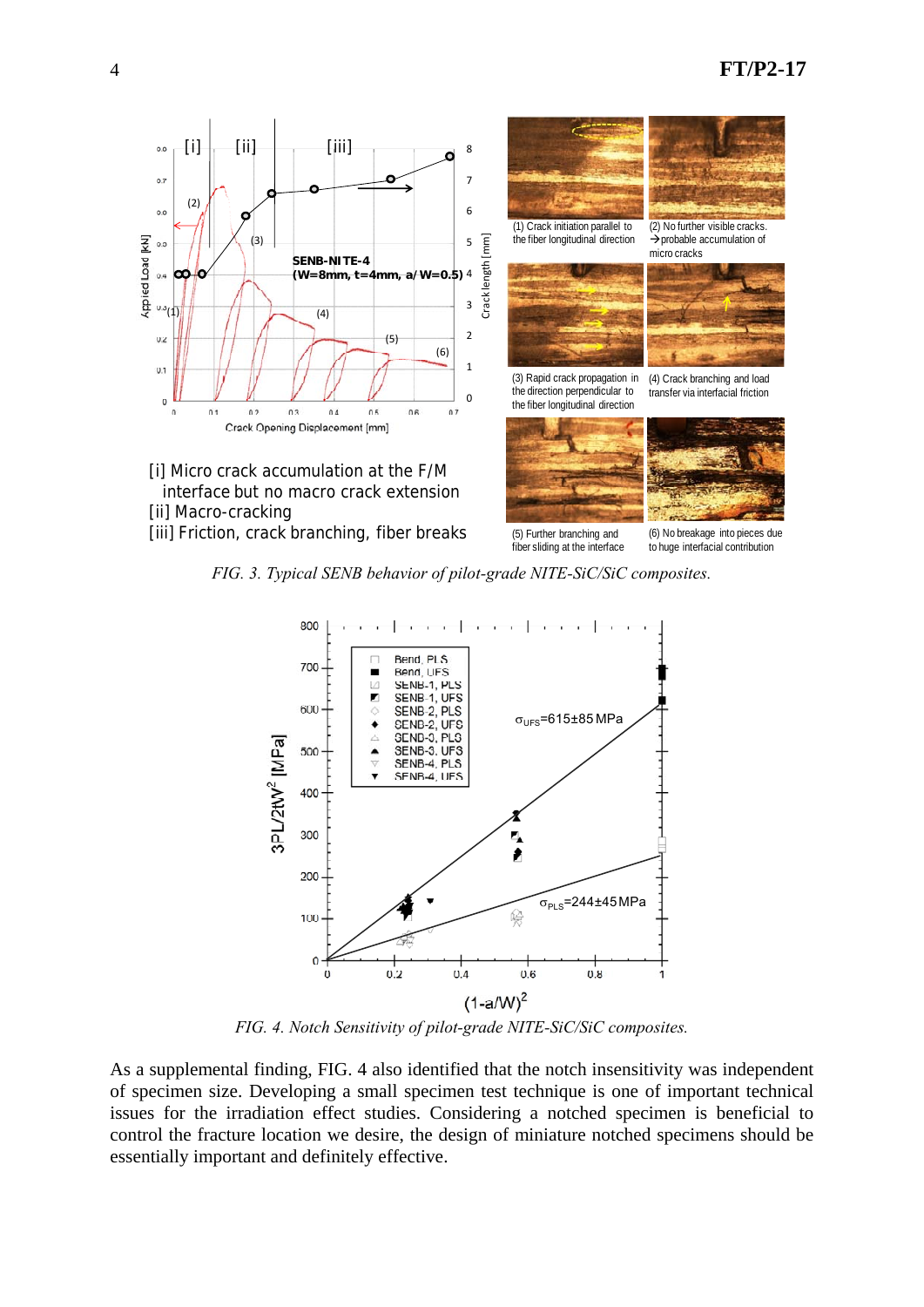[i] Micro crack accumulation at the F/M interface but no macro crack extension
[ii] Macro-cracking
[iii] Friction, crack branching, fiber breaks

(1) Crack initiation parallel to the fiber longitudinal direction

(2) No further visible cracks. → probable accumulation of micro cracks

(3) Rapid crack propagation in the direction perpendicular to the fiber longitudinal direction

(4) Crack branching and load transfer via interfacial friction

(5) Further branching and fiber sliding at the interface

(6) No breakage into pieces due to huge interfacial contribution

*FIG. 3. Typical SENB behavior of pilot-grade NITE-SiC/SiC composites.*

*FIG. 4. Notch Sensitivity of pilot-grade NITE-SiC/SiC composites.*

As a supplemental finding, FIG. 4 also identified that the notch insensitivity was independent of specimen size. Developing a small specimen test technique is one of important technical issues for the irradiation effect studies. Considering a notched specimen is beneficial to control the fracture location we desire, the design of miniature notched specimens should be essentially important and definitely effective.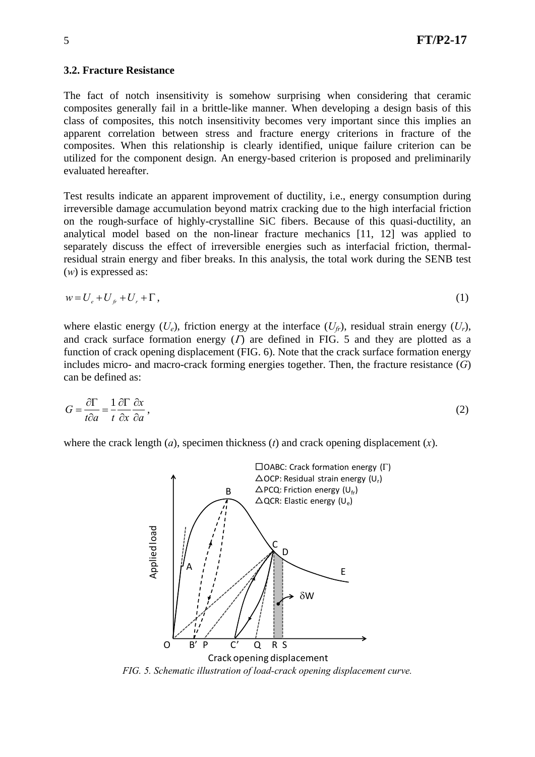### 3.2. Fracture Resistance

The fact of notch insensitivity is somehow surprising when considering that ceramic composites generally fail in a brittle-like manner. When developing a design basis of this class of composites, this notch insensitivity becomes very important since this implies an apparent correlation between stress and fracture energy criterions in fracture of the composites. When this relationship is clearly identified, unique failure criterion can be utilized for the component design. An energy-based criterion is proposed and preliminarily evaluated hereafter.

Test results indicate an apparent improvement of ductility, i.e., energy consumption during irreversible damage accumulation beyond matrix cracking due to the high interfacial friction on the rough-surface of highly-crystalline SiC fibers. Because of this quasi-ductility, an analytical model based on the non-linear fracture mechanics [11, 12] was applied to separately discuss the effect of irreversible energies such as interfacial friction, thermal-residual strain energy and fiber breaks. In this analysis, the total work during the SENB test ($w$) is expressed as:

$$w = U_e + U_{fr} + U_r + \Gamma \,, \tag{1}$$

where elastic energy ($U_e$), friction energy at the interface ($U_{fr}$), residual strain energy ($U_r$), and crack surface formation energy ($\Gamma$) are defined in FIG. 5 and they are plotted as a function of crack opening displacement (FIG. 6). Note that the crack surface formation energy includes micro- and macro-crack forming energies together. Then, the fracture resistance ($G$) can be defined as:

$$G = \frac{\partial \Gamma}{t \partial a} = \frac{1}{t}\frac{\partial \Gamma}{\partial x}\frac{\partial x}{\partial a} \,, \tag{2}$$

where the crack length ($a$), specimen thickness ($t$) and crack opening displacement ($x$).

*FIG. 5. Schematic illustration of load-crack opening displacement curve.*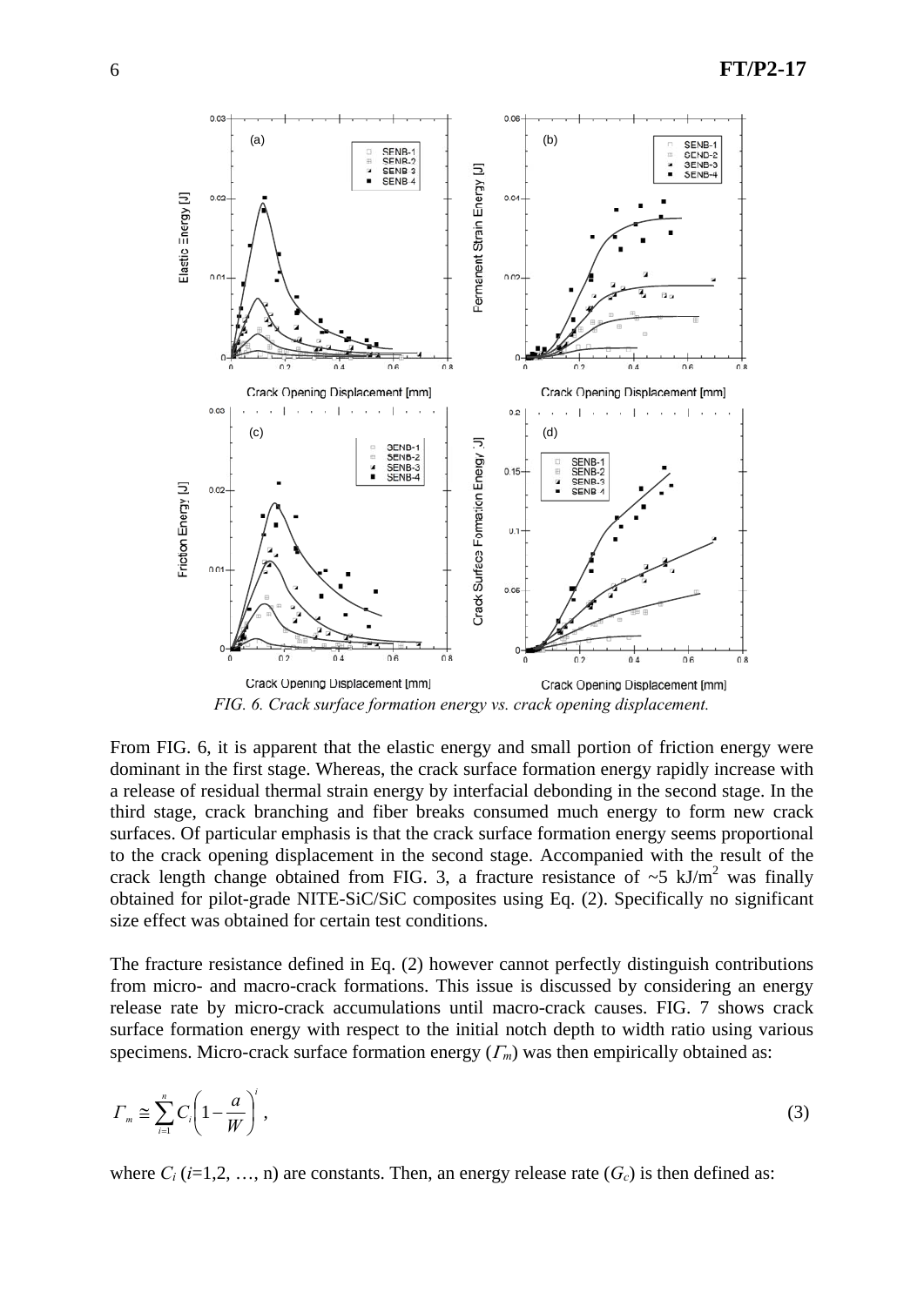FIG. 6. Crack surface formation energy vs. crack opening displacement.

From FIG. 6, it is apparent that the elastic energy and small portion of friction energy were dominant in the first stage. Whereas, the crack surface formation energy rapidly increase with a release of residual thermal strain energy by interfacial debonding in the second stage. In the third stage, crack branching and fiber breaks consumed much energy to form new crack surfaces. Of particular emphasis is that the crack surface formation energy seems proportional to the crack opening displacement in the second stage. Accompanied with the result of the crack length change obtained from FIG. 3, a fracture resistance of ~5 kJ/m$^2$ was finally obtained for pilot-grade NITE-SiC/SiC composites using Eq. (2). Specifically no significant size effect was obtained for certain test conditions.

The fracture resistance defined in Eq. (2) however cannot perfectly distinguish contributions from micro- and macro-crack formations. This issue is discussed by considering an energy release rate by micro-crack accumulations until macro-crack causes. FIG. 7 shows crack surface formation energy with respect to the initial notch depth to width ratio using various specimens. Micro-crack surface formation energy ($\Gamma_m$) was then empirically obtained as:

$$\Gamma_m \cong \sum_{i=1}^{n} C_i \left(1 - \frac{a}{W}\right)^i, \tag{3}$$

where $C_i$ ($i$=1,2, …, n) are constants. Then, an energy release rate ($G_c$) is then defined as: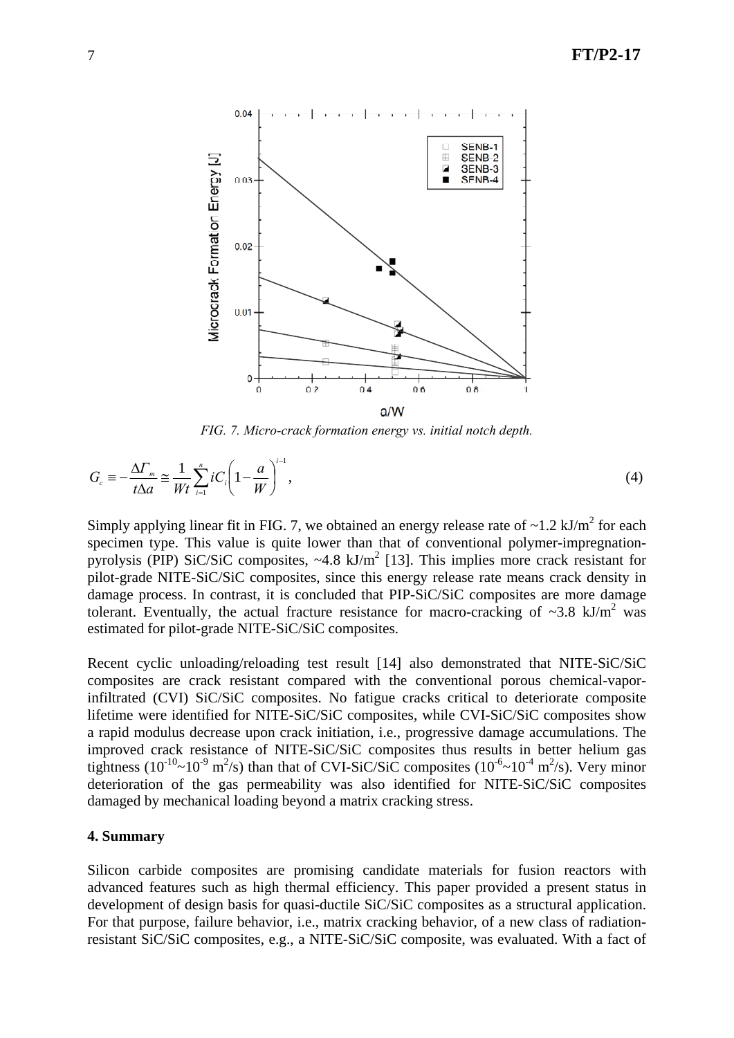FIG. 7. *Micro-crack formation energy vs. initial notch depth.*

$$G_c \equiv -\frac{\Delta \Gamma_m}{t \Delta a} \cong \frac{1}{Wt}\sum_{i=1}^{n} i C_i \left(1-\frac{a}{W}\right)^{i-1}, \tag{4}$$

Simply applying linear fit in FIG. 7, we obtained an energy release rate of ~1.2 kJ/$m^2$ for each specimen type. This value is quite lower than that of conventional polymer-impregnation-pyrolysis (PIP) SiC/SiC composites, ~4.8 kJ/$m^2$ [13]. This implies more crack resistant for pilot-grade NITE-SiC/SiC composites, since this energy release rate means crack density in damage process. In contrast, it is concluded that PIP-SiC/SiC composites are more damage tolerant. Eventually, the actual fracture resistance for macro-cracking of ~3.8 kJ/$m^2$ was estimated for pilot-grade NITE-SiC/SiC composites.

Recent cyclic unloading/reloading test result [14] also demonstrated that NITE-SiC/SiC composites are crack resistant compared with the conventional porous chemical-vapor-infiltrated (CVI) SiC/SiC composites. No fatigue cracks critical to deteriorate composite lifetime were identified for NITE-SiC/SiC composites, while CVI-SiC/SiC composites show a rapid modulus decrease upon crack initiation, i.e., progressive damage accumulations. The improved crack resistance of NITE-SiC/SiC composites thus results in better helium gas tightness ($10^{-10}$~$10^{-9}$ $m^2$/s) than that of CVI-SiC/SiC composites ($10^{-6}$~$10^{-4}$ $m^2$/s). Very minor deterioration of the gas permeability was also identified for NITE-SiC/SiC composites damaged by mechanical loading beyond a matrix cracking stress.

## 4. Summary

Silicon carbide composites are promising candidate materials for fusion reactors with advanced features such as high thermal efficiency. This paper provided a present status in development of design basis for quasi-ductile SiC/SiC composites as a structural application. For that purpose, failure behavior, i.e., matrix cracking behavior, of a new class of radiation-resistant SiC/SiC composites, e.g., a NITE-SiC/SiC composite, was evaluated. With a fact of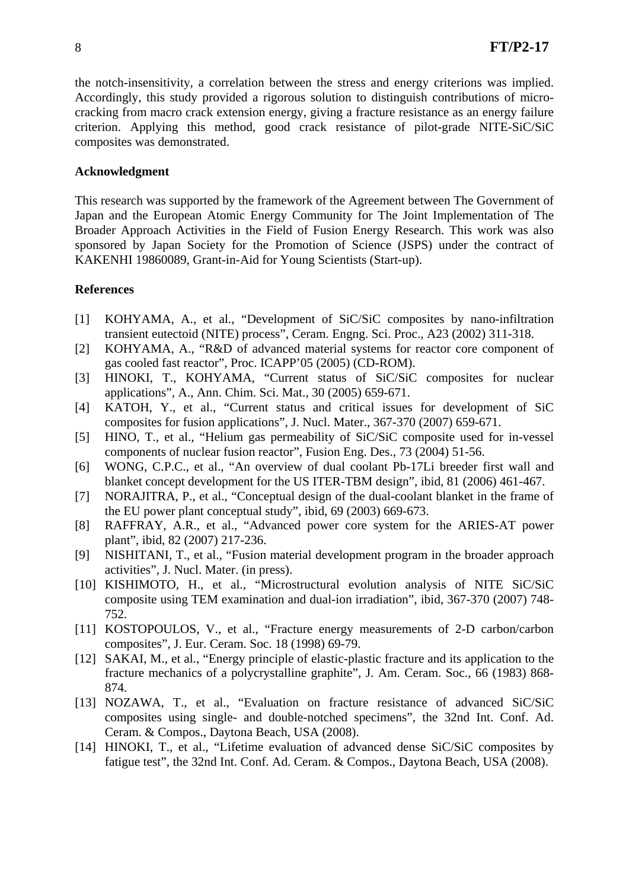the notch-insensitivity, a correlation between the stress and energy criterions was implied. Accordingly, this study provided a rigorous solution to distinguish contributions of micro-cracking from macro crack extension energy, giving a fracture resistance as an energy failure criterion. Applying this method, good crack resistance of pilot-grade NITE-SiC/SiC composites was demonstrated.

## Acknowledgment

This research was supported by the framework of the Agreement between The Government of Japan and the European Atomic Energy Community for The Joint Implementation of The Broader Approach Activities in the Field of Fusion Energy Research. This work was also sponsored by Japan Society for the Promotion of Science (JSPS) under the contract of KAKENHI 19860089, Grant-in-Aid for Young Scientists (Start-up).

## References

[1] KOHYAMA, A., et al., "Development of SiC/SiC composites by nano-infiltration transient eutectoid (NITE) process", Ceram. Engng. Sci. Proc., A23 (2002) 311-318.

[2] KOHYAMA, A., "R&D of advanced material systems for reactor core component of gas cooled fast reactor", Proc. ICAPP'05 (2005) (CD-ROM).

[3] HINOKI, T., KOHYAMA, "Current status of SiC/SiC composites for nuclear applications", A., Ann. Chim. Sci. Mat., 30 (2005) 659-671.

[4] KATOH, Y., et al., "Current status and critical issues for development of SiC composites for fusion applications", J. Nucl. Mater., 367-370 (2007) 659-671.

[5] HINO, T., et al., "Helium gas permeability of SiC/SiC composite used for in-vessel components of nuclear fusion reactor", Fusion Eng. Des., 73 (2004) 51-56.

[6] WONG, C.P.C., et al., "An overview of dual coolant Pb-17Li breeder first wall and blanket concept development for the US ITER-TBM design", ibid, 81 (2006) 461-467.

[7] NORAJITRA, P., et al., "Conceptual design of the dual-coolant blanket in the frame of the EU power plant conceptual study", ibid, 69 (2003) 669-673.

[8] RAFFRAY, A.R., et al., "Advanced power core system for the ARIES-AT power plant", ibid, 82 (2007) 217-236.

[9] NISHITANI, T., et al., "Fusion material development program in the broader approach activities", J. Nucl. Mater. (in press).

[10] KISHIMOTO, H., et al., "Microstructural evolution analysis of NITE SiC/SiC composite using TEM examination and dual-ion irradiation", ibid, 367-370 (2007) 748-752.

[11] KOSTOPOULOS, V., et al., "Fracture energy measurements of 2-D carbon/carbon composites", J. Eur. Ceram. Soc. 18 (1998) 69-79.

[12] SAKAI, M., et al., "Energy principle of elastic-plastic fracture and its application to the fracture mechanics of a polycrystalline graphite", J. Am. Ceram. Soc., 66 (1983) 868-874.

[13] NOZAWA, T., et al., "Evaluation on fracture resistance of advanced SiC/SiC composites using single- and double-notched specimens", the 32nd Int. Conf. Ad. Ceram. & Compos., Daytona Beach, USA (2008).

[14] HINOKI, T., et al., "Lifetime evaluation of advanced dense SiC/SiC composites by fatigue test", the 32nd Int. Conf. Ad. Ceram. & Compos., Daytona Beach, USA (2008).